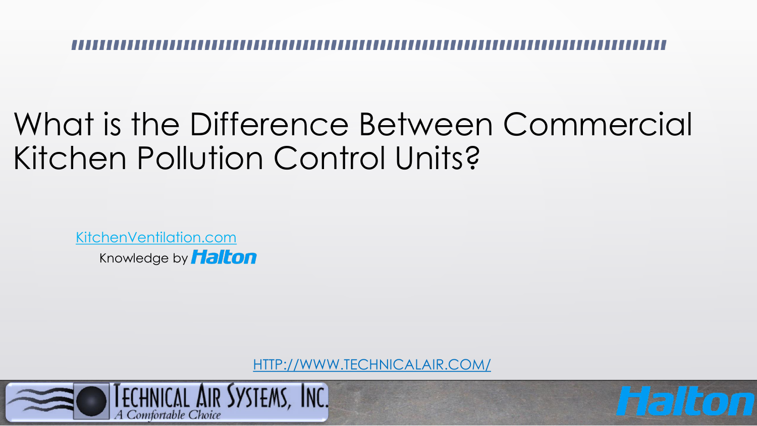# What is the Difference Between Commercial Kitchen Pollution Control Units?

KitchenVentilation.com

Knowledge by Halton

HTTP://WWW.TECHNICALAIR.COM/

TECHNICAL AIR SYSTEMS, INC.

*A Comfortable Choice*

Halton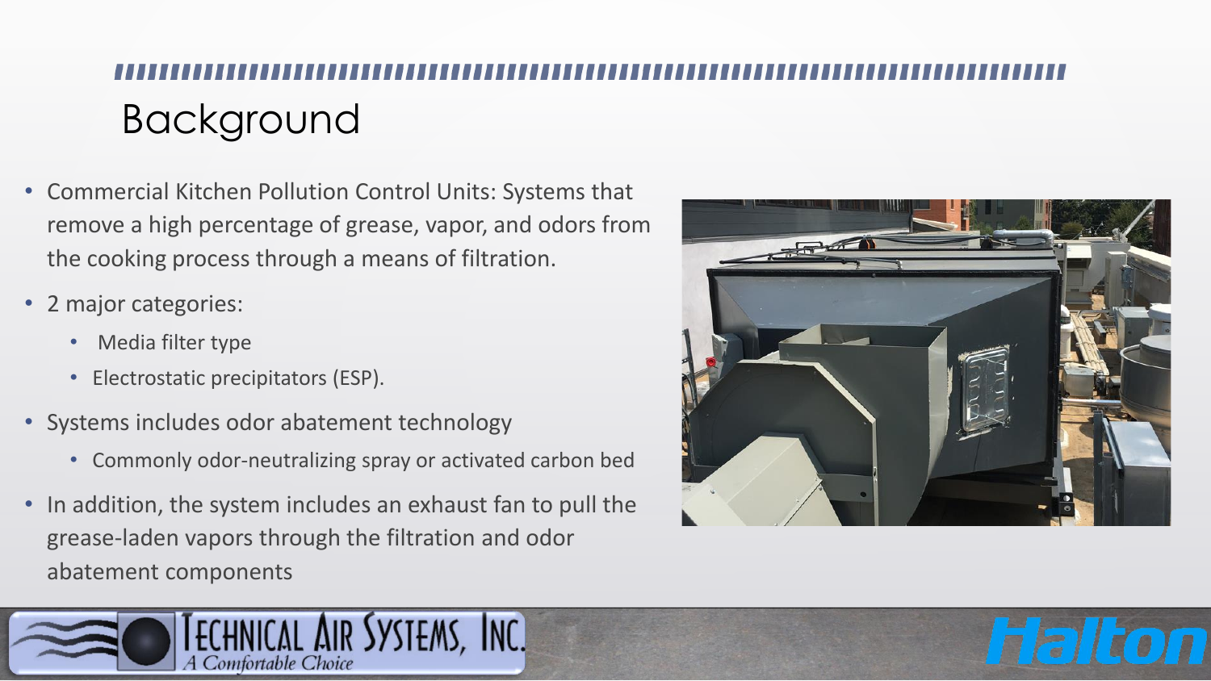# Background

- Commercial Kitchen Pollution Control Units: Systems that remove a high percentage of grease, vapor, and odors from the cooking process through a means of filtration.
- 2 major categories:
  - Media filter type
  - Electrostatic precipitators (ESP).
- Systems includes odor abatement technology
  - Commonly odor-neutralizing spray or activated carbon bed
- In addition, the system includes an exhaust fan to pull the grease-laden vapors through the filtration and odor abatement components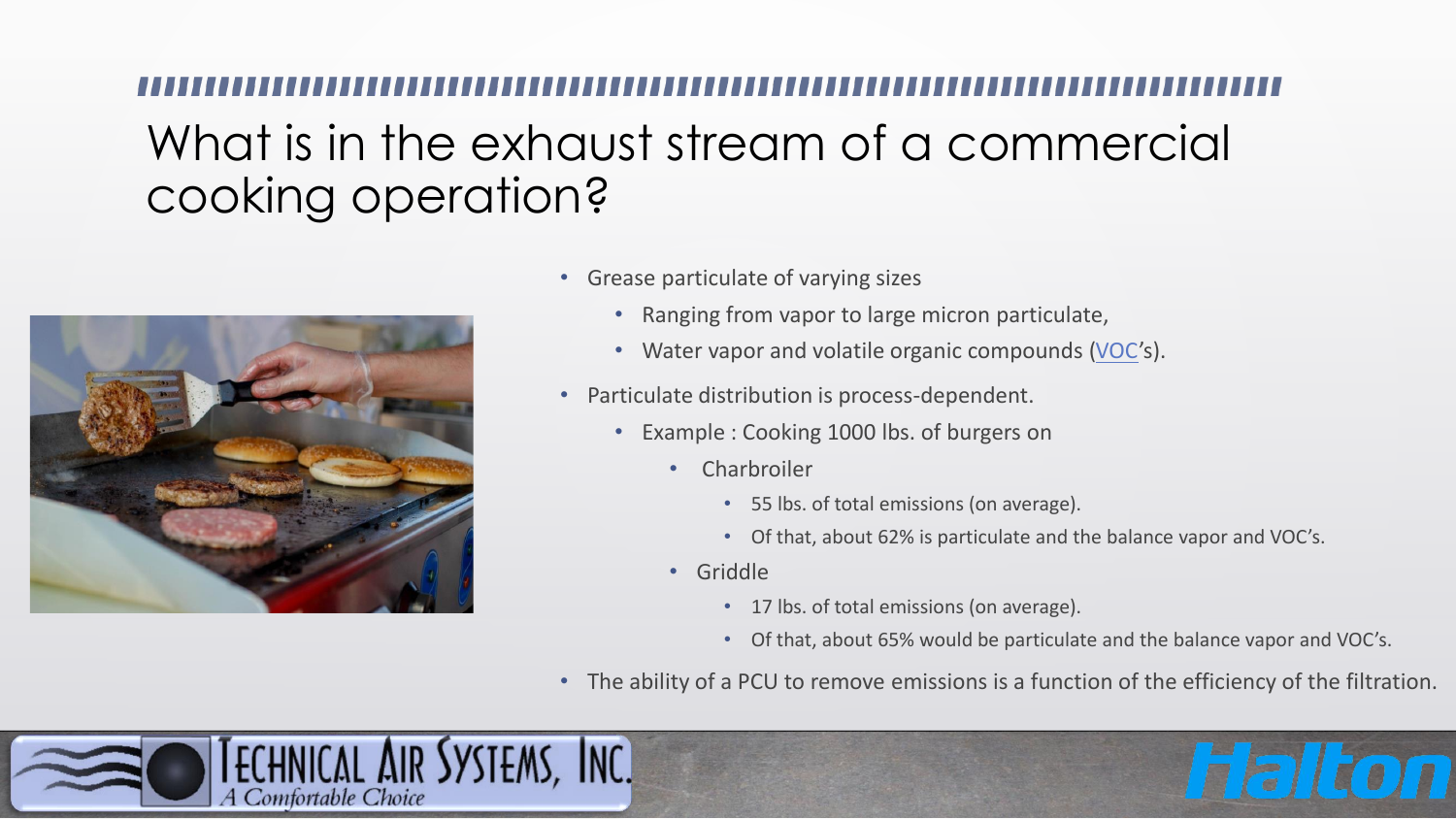# What is in the exhaust stream of a commercial cooking operation?

- Grease particulate of varying sizes
  - Ranging from vapor to large micron particulate,
  - Water vapor and volatile organic compounds (VOC's).
- Particulate distribution is process-dependent.
  - Example : Cooking 1000 lbs. of burgers on
    - Charbroiler
      - 55 lbs. of total emissions (on average).
      - Of that, about 62% is particulate and the balance vapor and VOC's.
    - Griddle
      - 17 lbs. of total emissions (on average).
      - Of that, about 65% would be particulate and the balance vapor and VOC's.
- The ability of a PCU to remove emissions is a function of the efficiency of the filtration.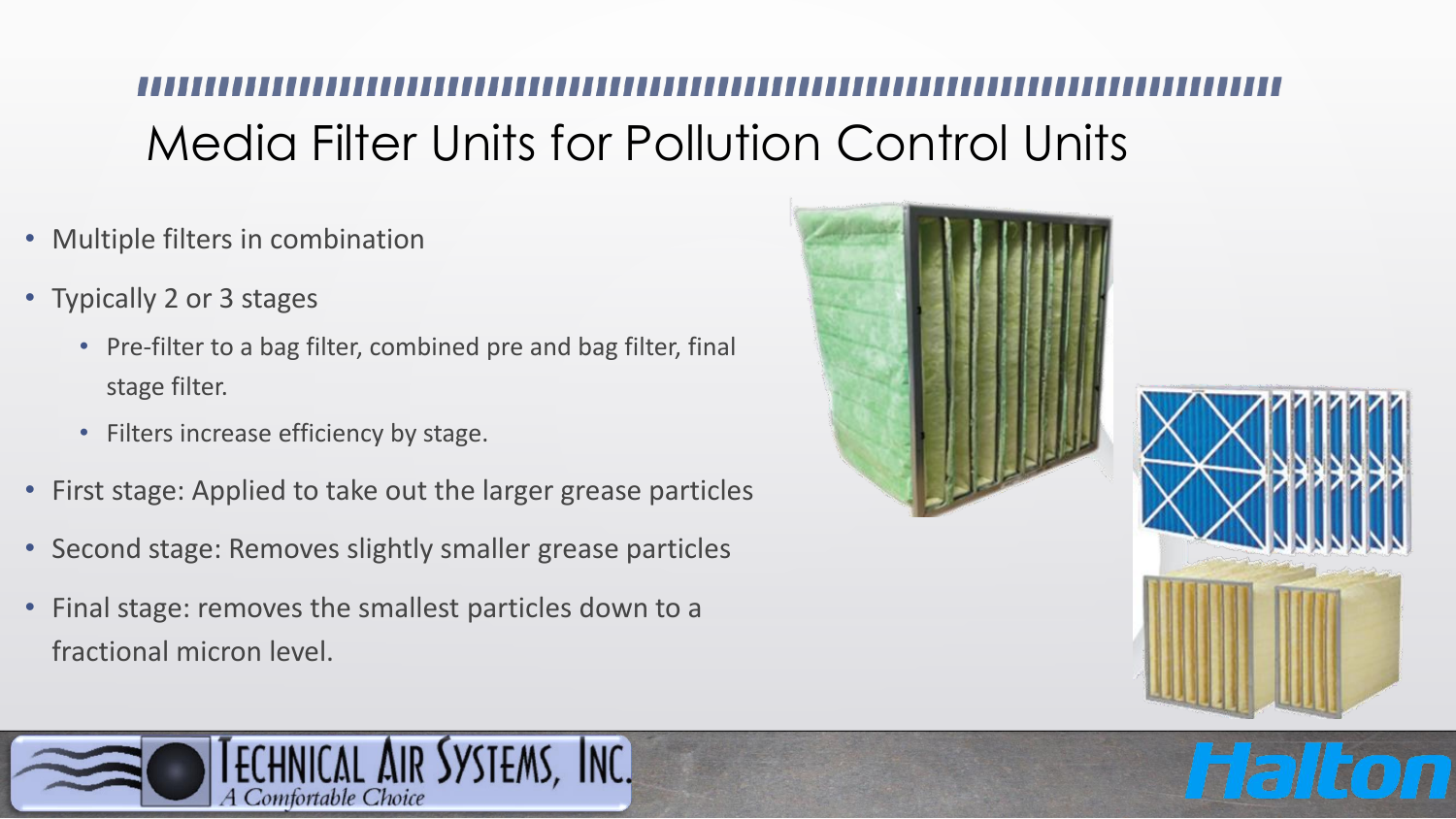# Media Filter Units for Pollution Control Units

- Multiple filters in combination
- Typically 2 or 3 stages
  - Pre-filter to a bag filter, combined pre and bag filter, final stage filter.
  - Filters increase efficiency by stage.
- First stage: Applied to take out the larger grease particles
- Second stage: Removes slightly smaller grease particles
- Final stage: removes the smallest particles down to a fractional micron level.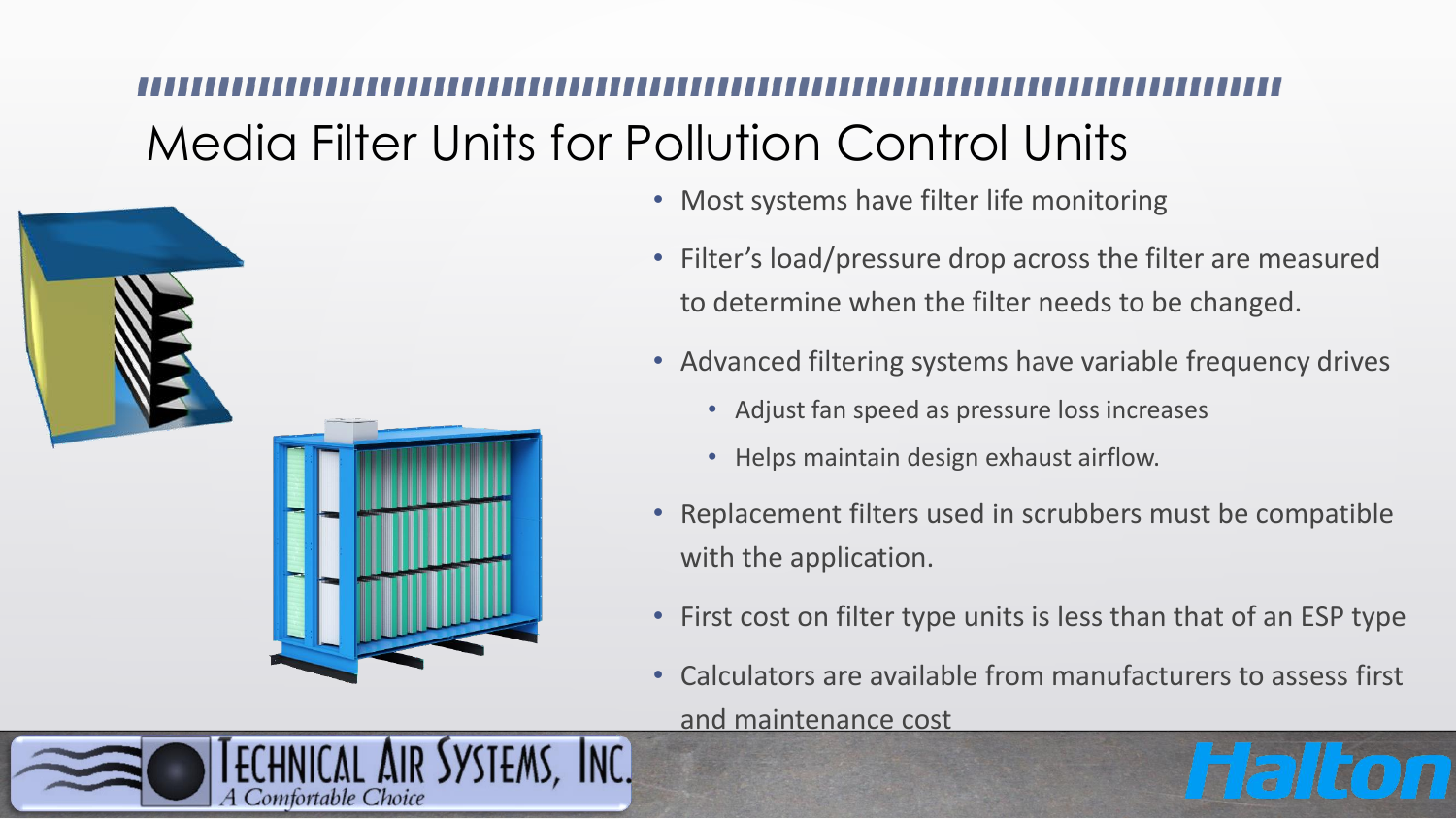# Media Filter Units for Pollution Control Units

- Most systems have filter life monitoring
- Filter's load/pressure drop across the filter are measured to determine when the filter needs to be changed.
- Advanced filtering systems have variable frequency drives
  - Adjust fan speed as pressure loss increases
  - Helps maintain design exhaust airflow.
- Replacement filters used in scrubbers must be compatible with the application.
- First cost on filter type units is less than that of an ESP type
- Calculators are available from manufacturers to assess first and maintenance cost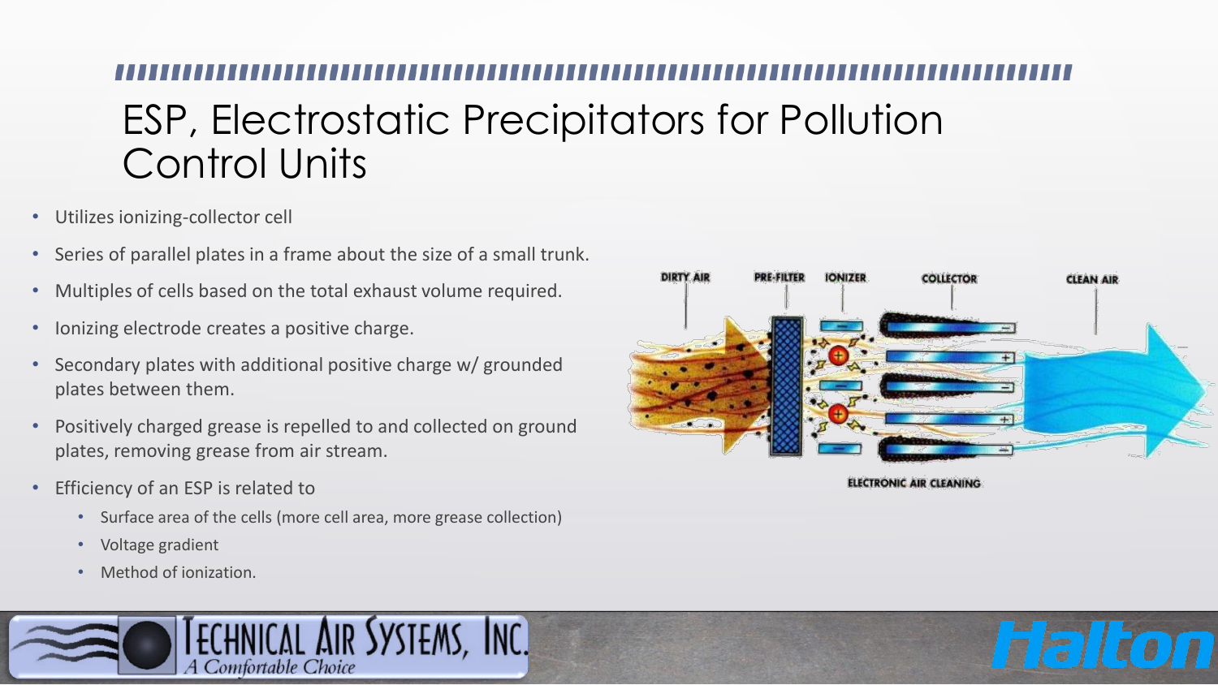# ESP, Electrostatic Precipitators for Pollution Control Units

- Utilizes ionizing-collector cell
- Series of parallel plates in a frame about the size of a small trunk.
- Multiples of cells based on the total exhaust volume required.
- Ionizing electrode creates a positive charge.
- Secondary plates with additional positive charge w/ grounded plates between them.
- Positively charged grease is repelled to and collected on ground plates, removing grease from air stream.
- Efficiency of an ESP is related to
  - Surface area of the cells (more cell area, more grease collection)
  - Voltage gradient
  - Method of ionization.

DIRTY AIR | PRE-FILTER | IONIZER | COLLECTOR | CLEAN AIR

ELECTRONIC AIR CLEANING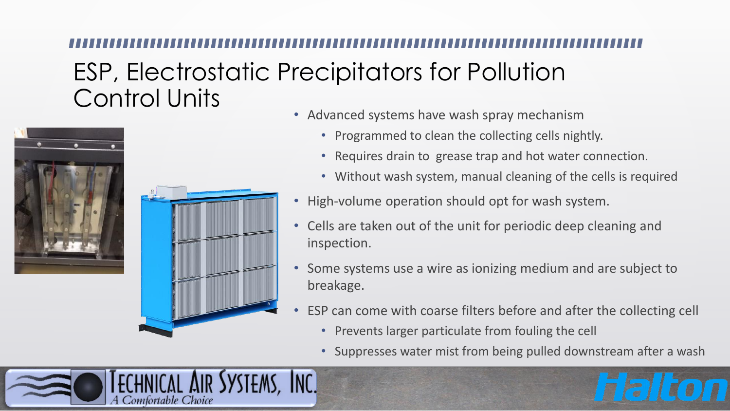# ESP, Electrostatic Precipitators for Pollution Control Units

- Advanced systems have wash spray mechanism
  - Programmed to clean the collecting cells nightly.
  - Requires drain to grease trap and hot water connection.
  - Without wash system, manual cleaning of the cells is required
- High-volume operation should opt for wash system.
- Cells are taken out of the unit for periodic deep cleaning and inspection.
- Some systems use a wire as ionizing medium and are subject to breakage.
- ESP can come with coarse filters before and after the collecting cell
  - Prevents larger particulate from fouling the cell
  - Suppresses water mist from being pulled downstream after a wash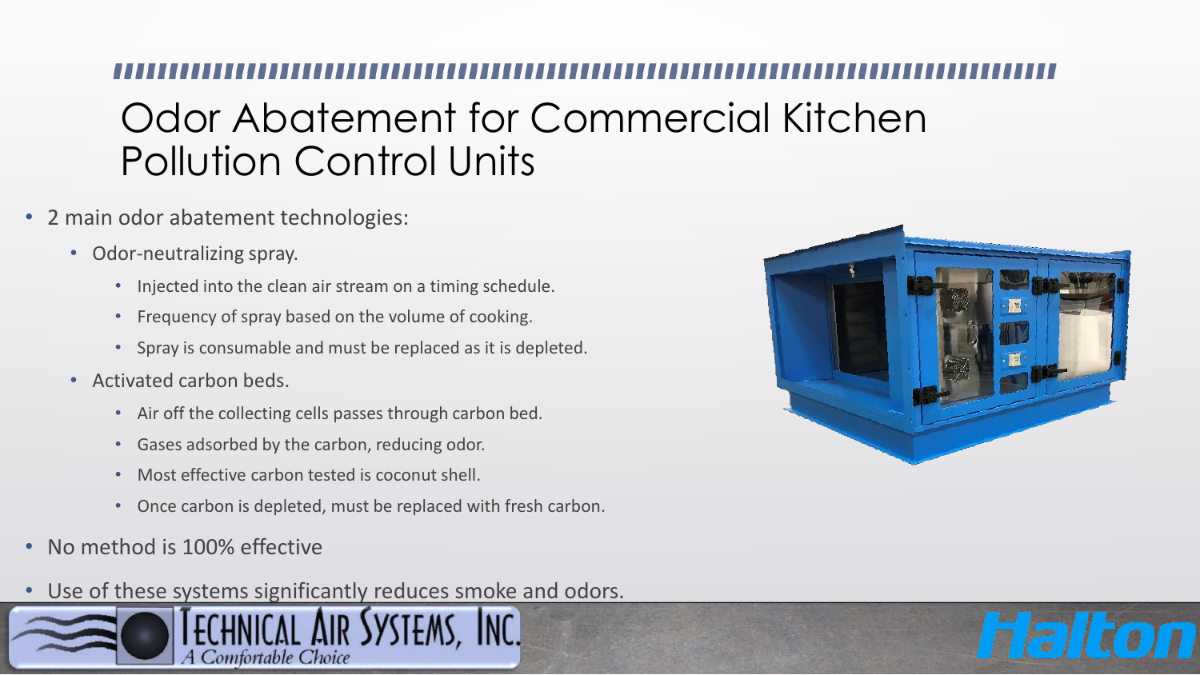# Odor Abatement for Commercial Kitchen Pollution Control Units

- 2 main odor abatement technologies:
  - Odor-neutralizing spray.
    - Injected into the clean air stream on a timing schedule.
    - Frequency of spray based on the volume of cooking.
    - Spray is consumable and must be replaced as it is depleted.
  - Activated carbon beds.
    - Air off the collecting cells passes through carbon bed.
    - Gases adsorbed by the carbon, reducing odor.
    - Most effective carbon tested is coconut shell.
    - Once carbon is depleted, must be replaced with fresh carbon.
- No method is 100% effective
- Use of these systems significantly reduces smoke and odors.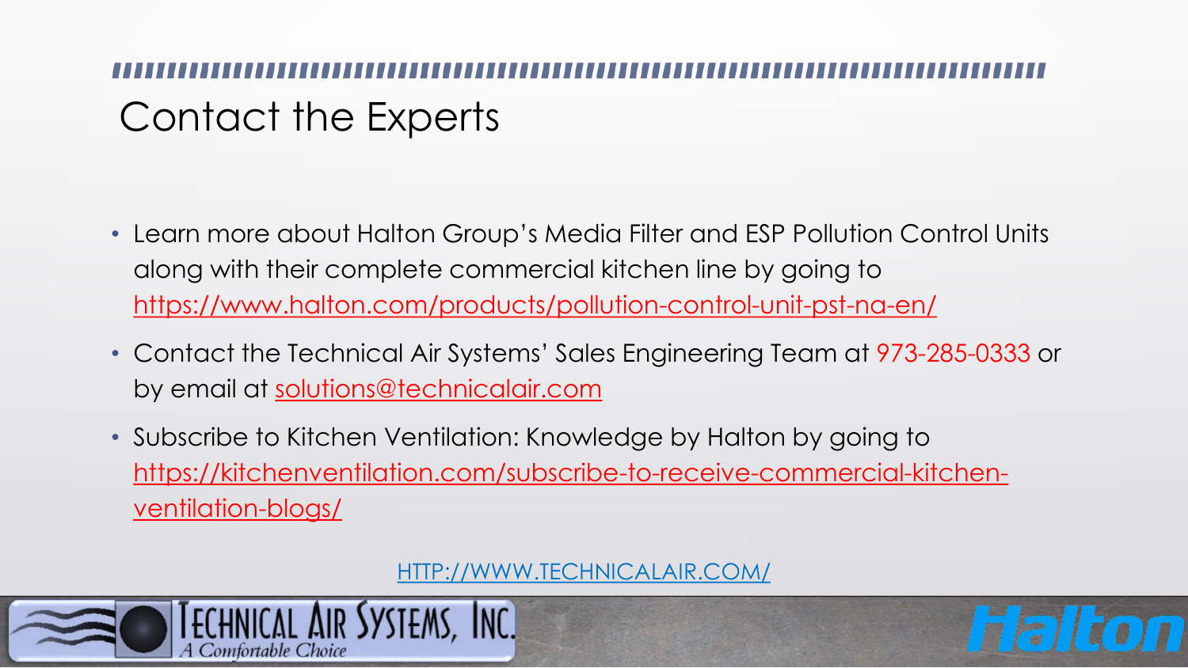# Contact the Experts

- Learn more about Halton Group's Media Filter and ESP Pollution Control Units along with their complete commercial kitchen line by going to https://www.halton.com/products/pollution-control-unit-pst-na-en/
- Contact the Technical Air Systems' Sales Engineering Team at 973-285-0333 or by email at solutions@technicalair.com
- Subscribe to Kitchen Ventilation: Knowledge by Halton by going to https://kitchenventilation.com/subscribe-to-receive-commercial-kitchen-ventilation-blogs/

HTTP://WWW.TECHNICALAIR.COM/

TECHNICAL AIR SYSTEMS, INC.
*A Comfortable Choice*

Halton